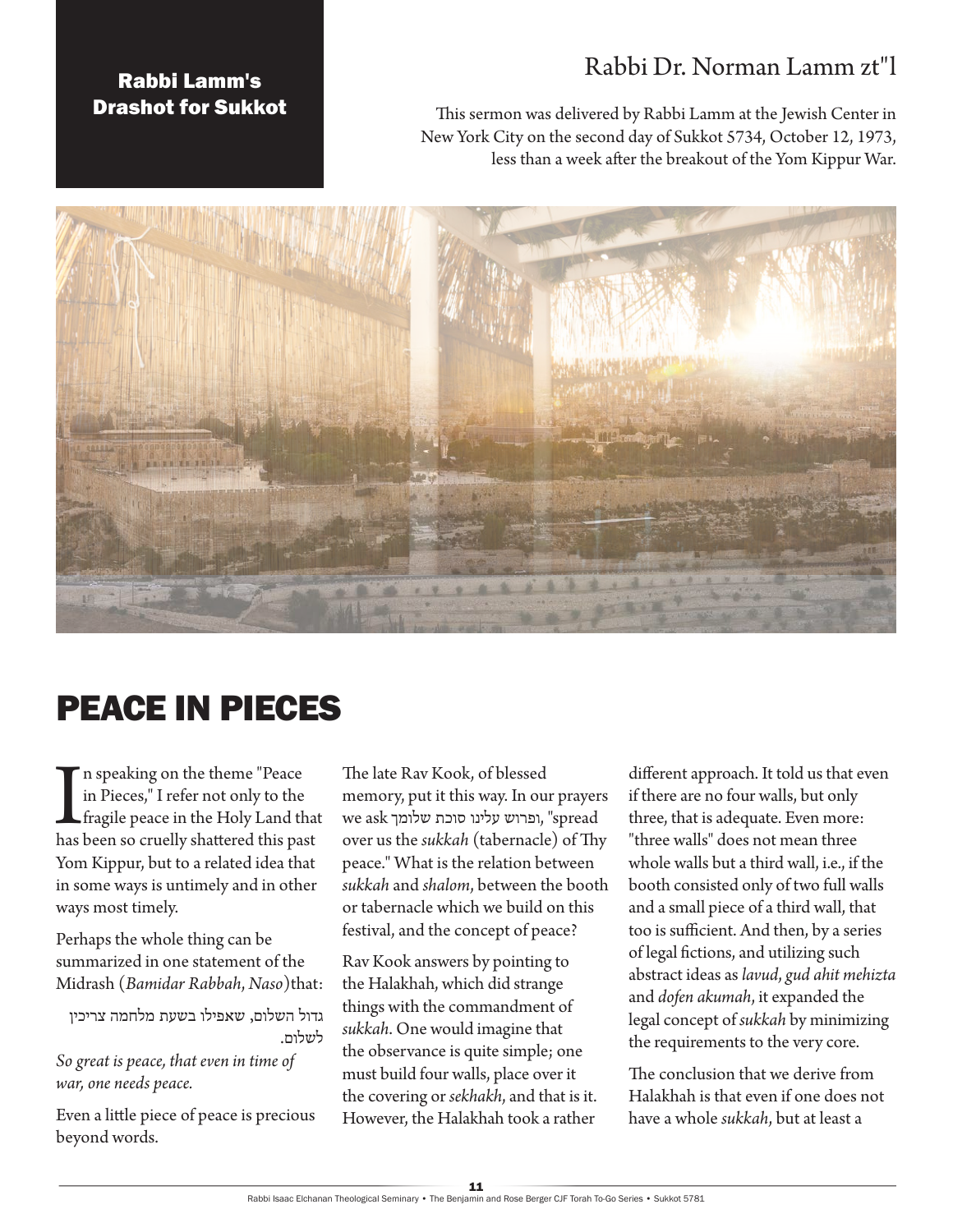Rabbi Lamm's Drashot for Sukkot

Rabbi Dr. Norman Lamm zt"l

This sermon was delivered by Rabbi Lamm at the Jewish Center in New York City on the second day of Sukkot 5734, October 12, 1973, less than a week after the breakout of the Yom Kippur War.

# PEACE IN PIECES

In speaking on the theme "Peace in Pieces," I refer not only to the fragile peace in the Holy Land that has been so cruelly shattered this past Yom Kippur, but to a related idea that in some ways is untimely and in other ways most timely.

Perhaps the whole thing can be summarized in one statement of the Midrash (*Bamidar Rabbah*, *Naso*)that:

> גדול השלום, שאפילו בשעת מלחמה צריכין לשלום.
>
> *So great is peace, that even in time of war, one needs peace.*

Even a little piece of peace is precious beyond words.

The late Rav Kook, of blessed memory, put it this way. In our prayers we ask ופרוש עלינו סוכת שלומך, "spread over us the *sukkah* (tabernacle) of Thy peace." What is the relation between *sukkah* and *shalom*, between the booth or tabernacle which we build on this festival, and the concept of peace?

Rav Kook answers by pointing to the Halakhah, which did strange things with the commandment of *sukkah*. One would imagine that the observance is quite simple; one must build four walls, place over it the covering or *sekhakh*, and that is it. However, the Halakhah took a rather different approach. It told us that even if there are no four walls, but only three, that is adequate. Even more: "three walls" does not mean three whole walls but a third wall, i.e., if the booth consisted only of two full walls and a small piece of a third wall, that too is sufficient. And then, by a series of legal fictions, and utilizing such abstract ideas as *lavud*, *gud ahit mehizta* and *dofen akumah*, it expanded the legal concept of *sukkah* by minimizing the requirements to the very core.

The conclusion that we derive from Halakhah is that even if one does not have a whole *sukkah*, but at least a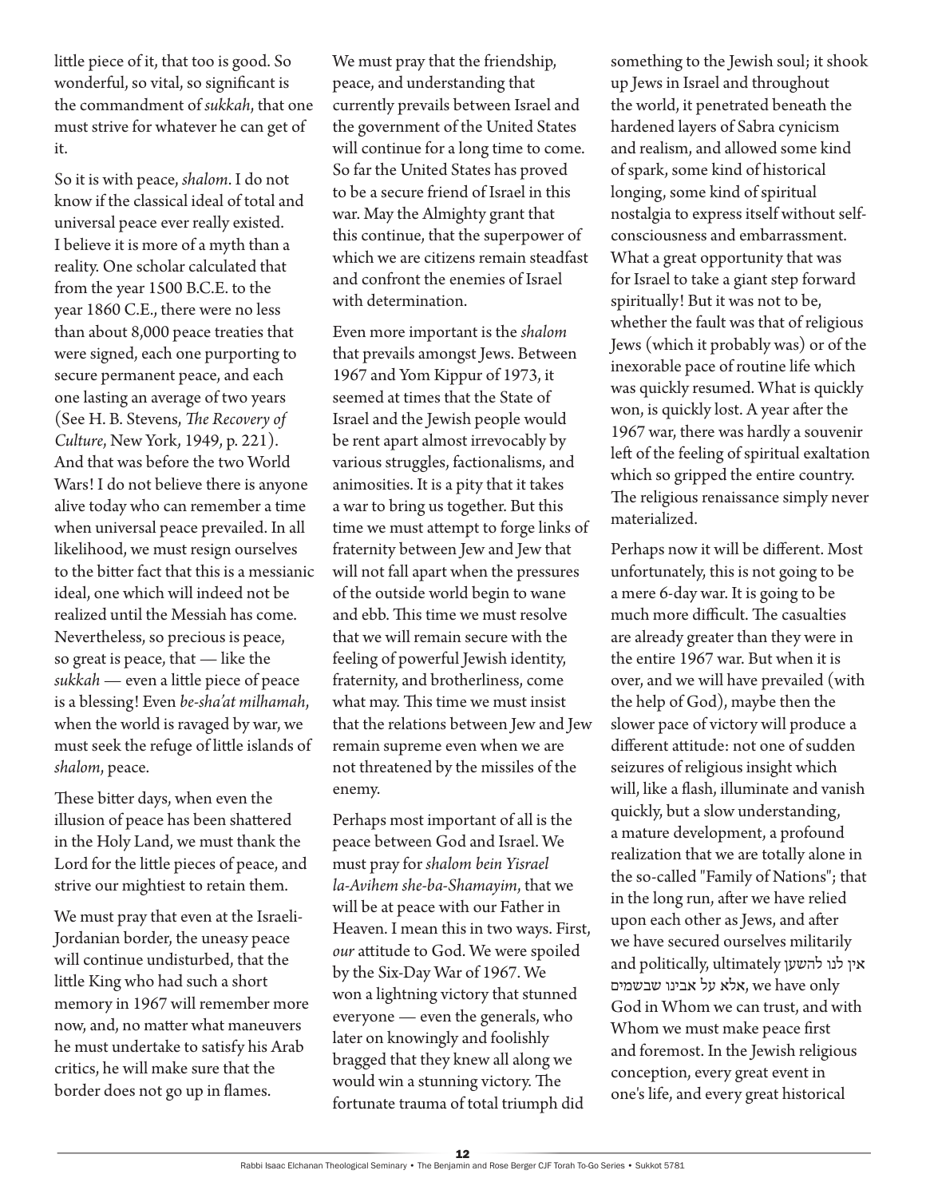little piece of it, that too is good. So wonderful, so vital, so significant is the commandment of *sukkah*, that one must strive for whatever he can get of it.

So it is with peace, *shalom*. I do not know if the classical ideal of total and universal peace ever really existed. I believe it is more of a myth than a reality. One scholar calculated that from the year 1500 B.C.E. to the year 1860 C.E., there were no less than about 8,000 peace treaties that were signed, each one purporting to secure permanent peace, and each one lasting an average of two years (See H. B. Stevens, *The Recovery of Culture*, New York, 1949, p. 221). And that was before the two World Wars! I do not believe there is anyone alive today who can remember a time when universal peace prevailed. In all likelihood, we must resign ourselves to the bitter fact that this is a messianic ideal, one which will indeed not be realized until the Messiah has come. Nevertheless, so precious is peace, so great is peace, that — like the *sukkah* — even a little piece of peace is a blessing! Even *be-sha'at milhamah*, when the world is ravaged by war, we must seek the refuge of little islands of *shalom*, peace.

These bitter days, when even the illusion of peace has been shattered in the Holy Land, we must thank the Lord for the little pieces of peace, and strive our mightiest to retain them.

We must pray that even at the Israeli-Jordanian border, the uneasy peace will continue undisturbed, that the little King who had such a short memory in 1967 will remember more now, and, no matter what maneuvers he must undertake to satisfy his Arab critics, he will make sure that the border does not go up in flames.

We must pray that the friendship, peace, and understanding that currently prevails between Israel and the government of the United States will continue for a long time to come. So far the United States has proved to be a secure friend of Israel in this war. May the Almighty grant that this continue, that the superpower of which we are citizens remain steadfast and confront the enemies of Israel with determination.

Even more important is the *shalom* that prevails amongst Jews. Between 1967 and Yom Kippur of 1973, it seemed at times that the State of Israel and the Jewish people would be rent apart almost irrevocably by various struggles, factionalisms, and animosities. It is a pity that it takes a war to bring us together. But this time we must attempt to forge links of fraternity between Jew and Jew that will not fall apart when the pressures of the outside world begin to wane and ebb. This time we must resolve that we will remain secure with the feeling of powerful Jewish identity, fraternity, and brotherliness, come what may. This time we must insist that the relations between Jew and Jew remain supreme even when we are not threatened by the missiles of the enemy.

Perhaps most important of all is the peace between God and Israel. We must pray for *shalom bein Yisrael la-Avihem she-ba-Shamayim*, that we will be at peace with our Father in Heaven. I mean this in two ways. First, *our* attitude to God. We were spoiled by the Six-Day War of 1967. We won a lightning victory that stunned everyone — even the generals, who later on knowingly and foolishly bragged that they knew all along we would win a stunning victory. The fortunate trauma of total triumph did something to the Jewish soul; it shook up Jews in Israel and throughout the world, it penetrated beneath the hardened layers of Sabra cynicism and realism, and allowed some kind of spark, some kind of historical longing, some kind of spiritual nostalgia to express itself without self-consciousness and embarrassment. What a great opportunity that was for Israel to take a giant step forward spiritually! But it was not to be, whether the fault was that of religious Jews (which it probably was) or of the inexorable pace of routine life which was quickly resumed. What is quickly won, is quickly lost. A year after the 1967 war, there was hardly a souvenir left of the feeling of spiritual exaltation which so gripped the entire country. The religious renaissance simply never materialized.

Perhaps now it will be different. Most unfortunately, this is not going to be a mere 6-day war. It is going to be much more difficult. The casualties are already greater than they were in the entire 1967 war. But when it is over, and we will have prevailed (with the help of God), maybe then the slower pace of victory will produce a different attitude: not one of sudden seizures of religious insight which will, like a flash, illuminate and vanish quickly, but a slow understanding, a mature development, a profound realization that we are totally alone in the so-called "Family of Nations"; that in the long run, after we have relied upon each other as Jews, and after we have secured ourselves militarily and politically, ultimately אין לנו להשען אלא על אבינו שבשמים, we have only God in Whom we can trust, and with Whom we must make peace first and foremost. In the Jewish religious conception, every great event in one's life, and every great historical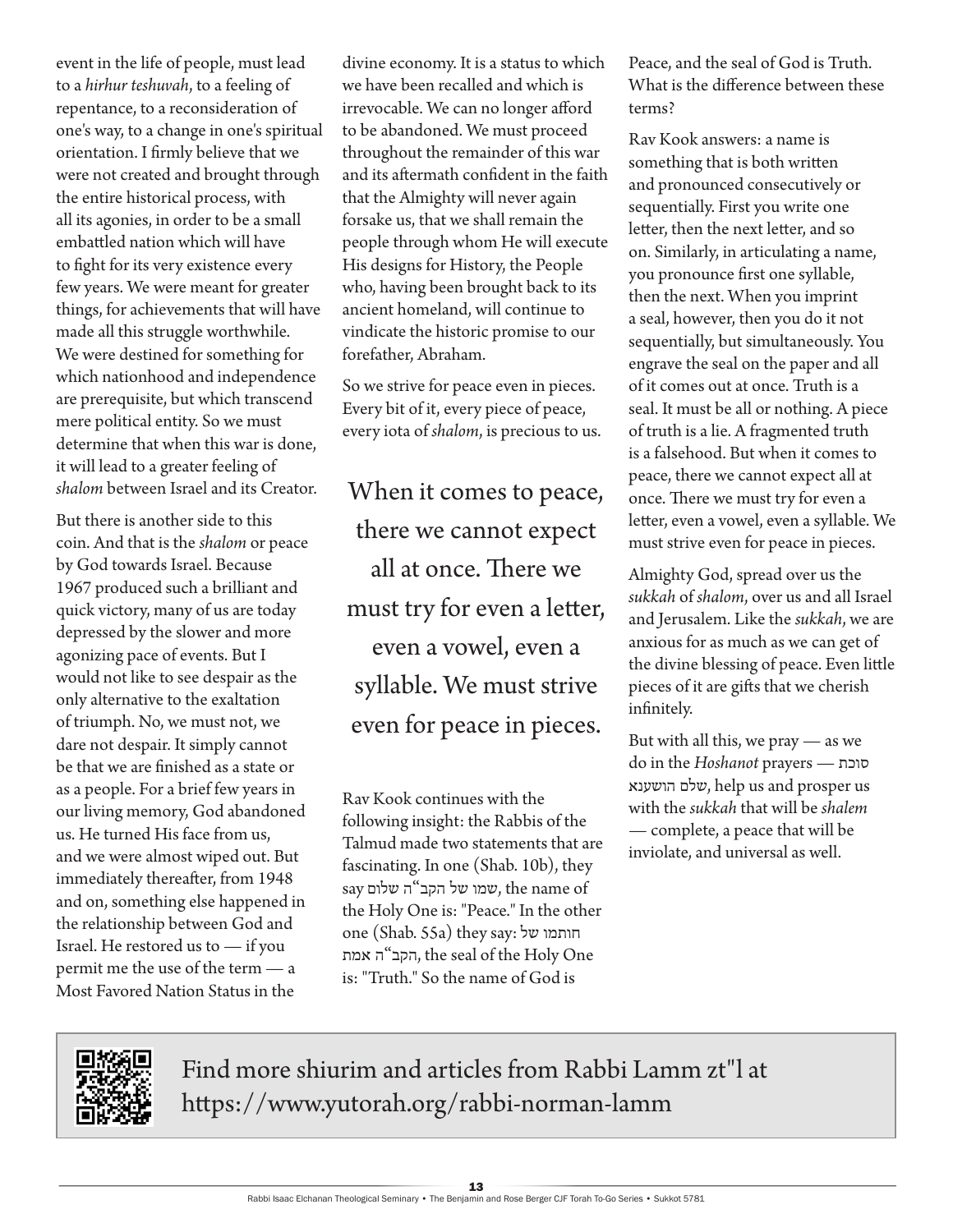event in the life of people, must lead to a *hirhur teshuvah*, to a feeling of repentance, to a reconsideration of one's way, to a change in one's spiritual orientation. I firmly believe that we were not created and brought through the entire historical process, with all its agonies, in order to be a small embattled nation which will have to fight for its very existence every few years. We were meant for greater things, for achievements that will have made all this struggle worthwhile. We were destined for something for which nationhood and independence are prerequisite, but which transcend mere political entity. So we must determine that when this war is done, it will lead to a greater feeling of *shalom* between Israel and its Creator.

But there is another side to this coin. And that is the *shalom* or peace by God towards Israel. Because 1967 produced such a brilliant and quick victory, many of us are today depressed by the slower and more agonizing pace of events. But I would not like to see despair as the only alternative to the exaltation of triumph. No, we must not, we dare not despair. It simply cannot be that we are finished as a state or as a people. For a brief few years in our living memory, God abandoned us. He turned His face from us, and we were almost wiped out. But immediately thereafter, from 1948 and on, something else happened in the relationship between God and Israel. He restored us to — if you permit me the use of the term — a Most Favored Nation Status in the divine economy. It is a status to which we have been recalled and which is irrevocable. We can no longer afford to be abandoned. We must proceed throughout the remainder of this war and its aftermath confident in the faith that the Almighty will never again forsake us, that we shall remain the people through whom He will execute His designs for History, the People who, having been brought back to its ancient homeland, will continue to vindicate the historic promise to our forefather, Abraham.

So we strive for peace even in pieces. Every bit of it, every piece of peace, every iota of *shalom*, is precious to us.

> When it comes to peace, there we cannot expect all at once. There we must try for even a letter, even a vowel, even a syllable. We must strive even for peace in pieces.

Rav Kook continues with the following insight: the Rabbis of the Talmud made two statements that are fascinating. In one (Shab. 10b), they say שמו של הקב"ה שלום, the name of the Holy One is: "Peace." In the other one (Shab. 55a) they say: חותמו של הקב"ה אמת, the seal of the Holy One is: "Truth." So the name of God is Peace, and the seal of God is Truth. What is the difference between these terms?

Rav Kook answers: a name is something that is both written and pronounced consecutively or sequentially. First you write one letter, then the next letter, and so on. Similarly, in articulating a name, you pronounce first one syllable, then the next. When you imprint a seal, however, then you do it not sequentially, but simultaneously. You engrave the seal on the paper and all of it comes out at once. Truth is a seal. It must be all or nothing. A piece of truth is a lie. A fragmented truth is a falsehood. But when it comes to peace, there we cannot expect all at once. There we must try for even a letter, even a vowel, even a syllable. We must strive even for peace in pieces.

Almighty God, spread over us the *sukkah* of *shalom*, over us and all Israel and Jerusalem. Like the *sukkah*, we are anxious for as much as we can get of the divine blessing of peace. Even little pieces of it are gifts that we cherish infinitely.

But with all this, we pray — as we do in the *Hoshanot* prayers — סוכת שלם הושענא, help us and prosper us with the *sukkah* that will be *shalem* — complete, a peace that will be inviolate, and universal as well.

Find more shiurim and articles from Rabbi Lamm zt"l at https://www.yutorah.org/rabbi-norman-lamm